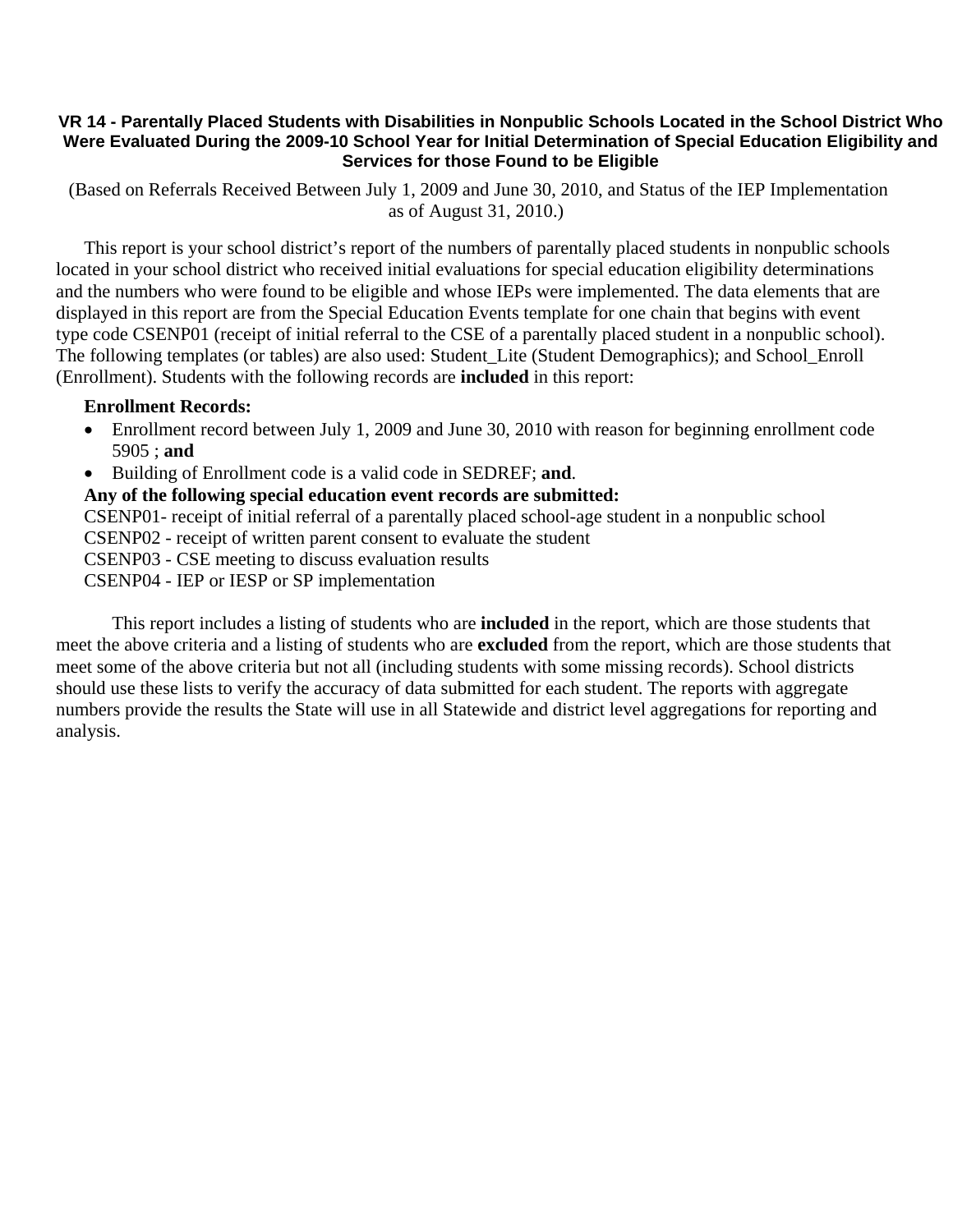# VR 14 - Parentally Placed Students with Disabilities in Nonpublic Schools Located in the School District Who Were Evaluated During the 2009-10 School Year for Initial Determination of Special Education Eligibility and Services for those Found to be Eligible

(Based on Referrals Received Between July 1, 2009 and June 30, 2010, and Status of the IEP Implementation as of August 31, 2010.)

This report is your school district's report of the numbers of parentally placed students in nonpublic schools located in your school district who received initial evaluations for special education eligibility determinations and the numbers who were found to be eligible and whose IEPs were implemented. The data elements that are displayed in this report are from the Special Education Events template for one chain that begins with event type code CSENP01 (receipt of initial referral to the CSE of a parentally placed student in a nonpublic school). The following templates (or tables) are also used: Student_Lite (Student Demographics); and School_Enroll (Enrollment). Students with the following records are **included** in this report:

**Enrollment Records:**

- Enrollment record between July 1, 2009 and June 30, 2010 with reason for beginning enrollment code 5905 ; **and**
- Building of Enrollment code is a valid code in SEDREF; **and**.

**Any of the following special education event records are submitted:**

CSENP01- receipt of initial referral of a parentally placed school-age student in a nonpublic school
CSENP02 - receipt of written parent consent to evaluate the student
CSENP03 - CSE meeting to discuss evaluation results
CSENP04 - IEP or IESP or SP implementation

This report includes a listing of students who are **included** in the report, which are those students that meet the above criteria and a listing of students who are **excluded** from the report, which are those students that meet some of the above criteria but not all (including students with some missing records). School districts should use these lists to verify the accuracy of data submitted for each student. The reports with aggregate numbers provide the results the State will use in all Statewide and district level aggregations for reporting and analysis.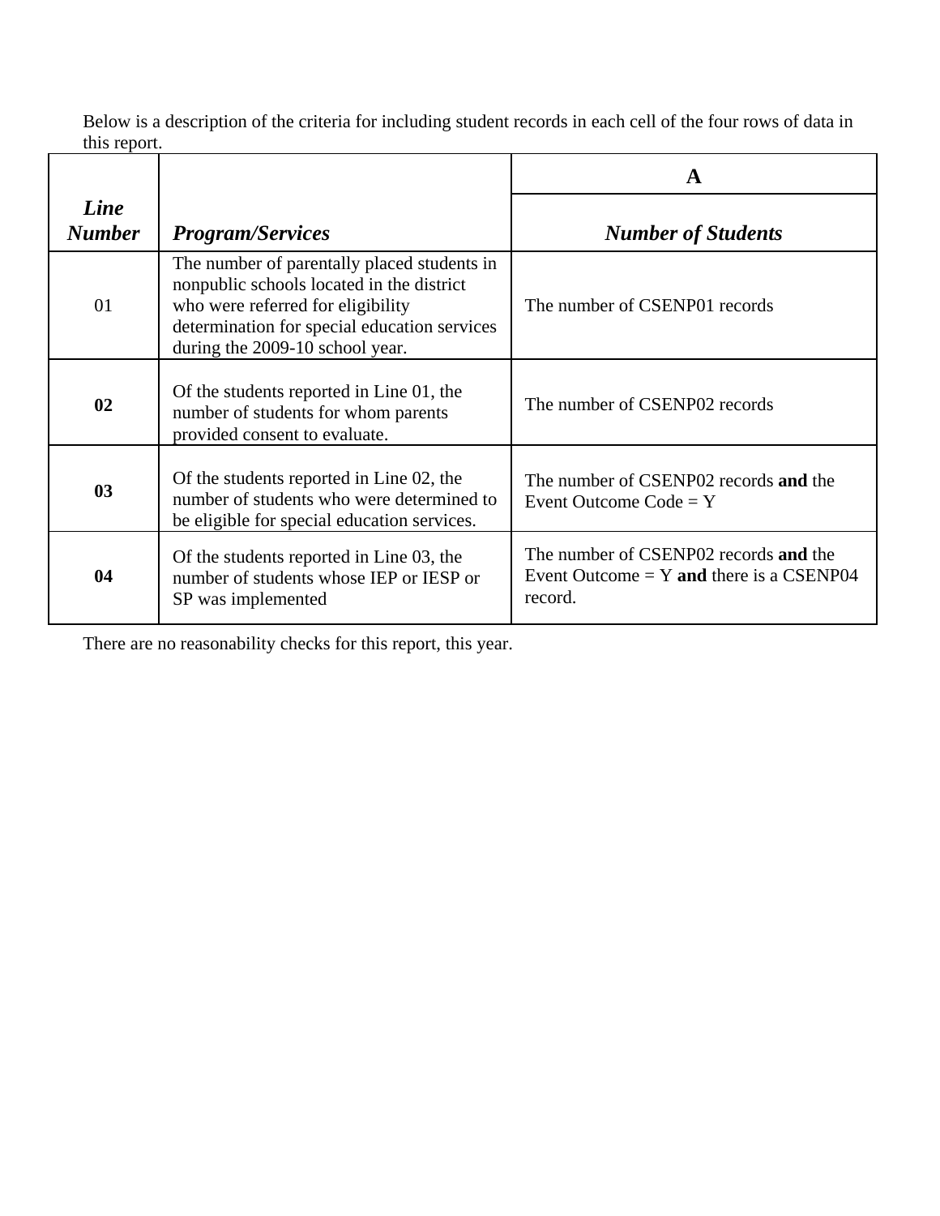Below is a description of the criteria for including student records in each cell of the four rows of data in this report.

| *Line Number* | *Program/Services* | A |
|---|---|---|
| | | ***Number of Students*** |
| 01 | The number of parentally placed students in nonpublic schools located in the district who were referred for eligibility determination for special education services during the 2009-10 school year. | The number of CSENP01 records |
| **02** | Of the students reported in Line 01, the number of students for whom parents provided consent to evaluate. | The number of CSENP02 records |
| **03** | Of the students reported in Line 02, the number of students who were determined to be eligible for special education services. | The number of CSENP02 records **and** the Event Outcome Code = Y |
| **04** | Of the students reported in Line 03, the number of students whose IEP or IESP or SP was implemented | The number of CSENP02 records **and** the Event Outcome = Y **and** there is a CSENP04 record. |

There are no reasonability checks for this report, this year.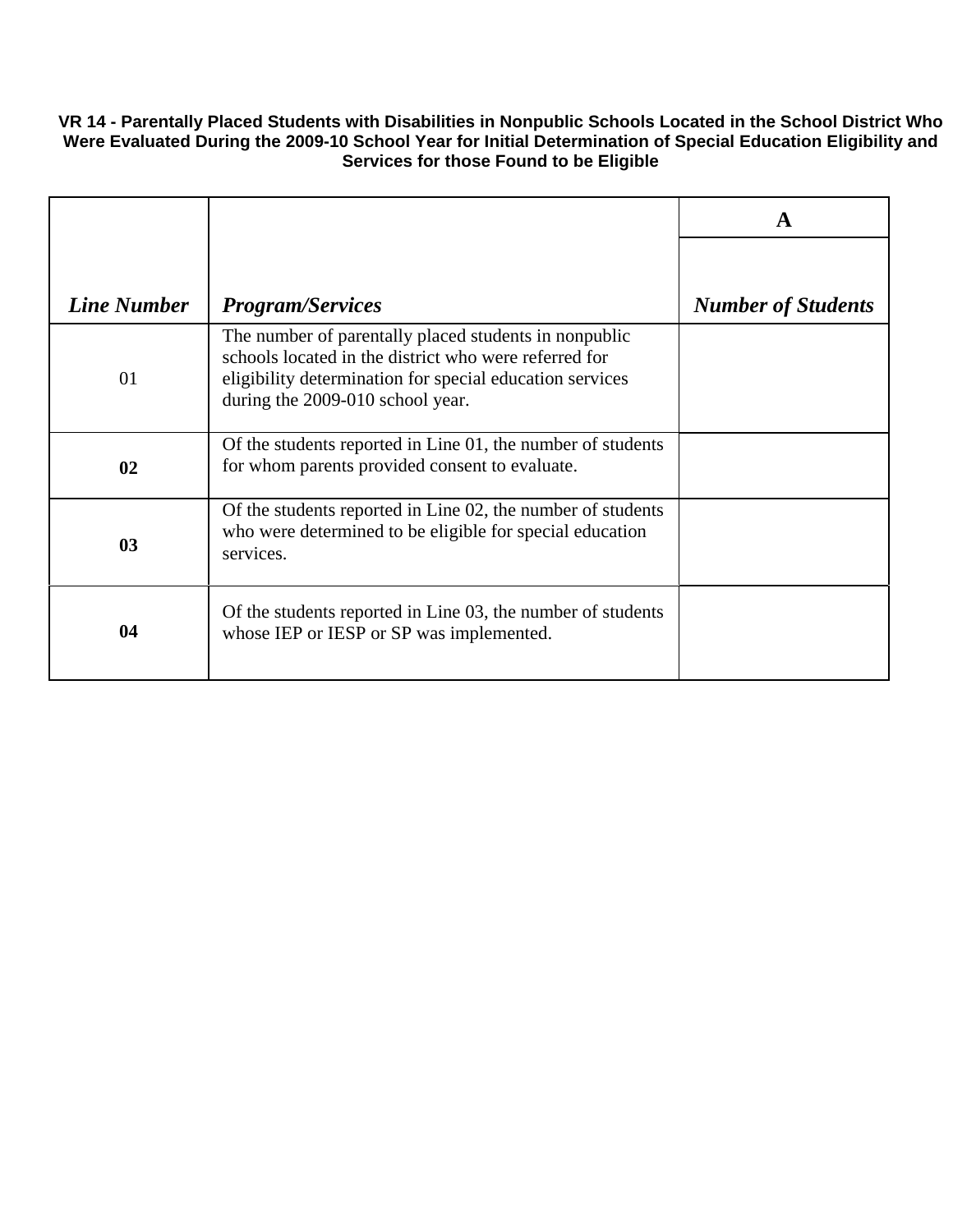**VR 14 - Parentally Placed Students with Disabilities in Nonpublic Schools Located in the School District Who Were Evaluated During the 2009-10 School Year for Initial Determination of Special Education Eligibility and Services for those Found to be Eligible**

| | | A |
|---|---|---|
| ***Line Number*** | ***Program/Services*** | ***Number of Students*** |
| 01 | The number of parentally placed students in nonpublic schools located in the district who were referred for eligibility determination for special education services during the 2009-010 school year. | |
| **02** | Of the students reported in Line 01, the number of students for whom parents provided consent to evaluate. | |
| **03** | Of the students reported in Line 02, the number of students who were determined to be eligible for special education services. | |
| **04** | Of the students reported in Line 03, the number of students whose IEP or IESP or SP was implemented. | |